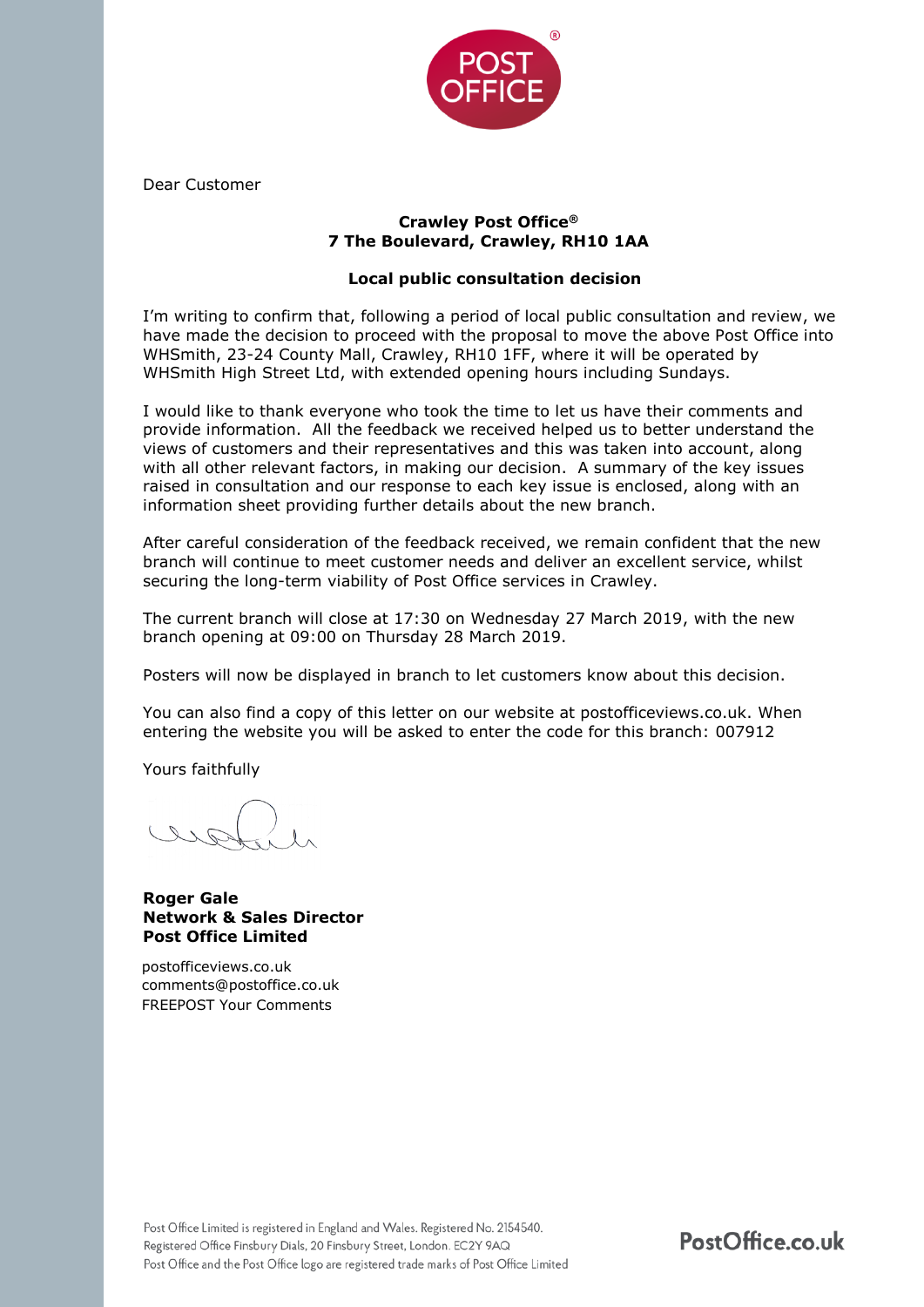Dear Customer

**Crawley Post Office®**
**7 The Boulevard, Crawley, RH10 1AA**

**Local public consultation decision**

I'm writing to confirm that, following a period of local public consultation and review, we have made the decision to proceed with the proposal to move the above Post Office into WHSmith, 23-24 County Mall, Crawley, RH10 1FF, where it will be operated by WHSmith High Street Ltd, with extended opening hours including Sundays.

I would like to thank everyone who took the time to let us have their comments and provide information. All the feedback we received helped us to better understand the views of customers and their representatives and this was taken into account, along with all other relevant factors, in making our decision. A summary of the key issues raised in consultation and our response to each key issue is enclosed, along with an information sheet providing further details about the new branch.

After careful consideration of the feedback received, we remain confident that the new branch will continue to meet customer needs and deliver an excellent service, whilst securing the long-term viability of Post Office services in Crawley.

The current branch will close at 17:30 on Wednesday 27 March 2019, with the new branch opening at 09:00 on Thursday 28 March 2019.

Posters will now be displayed in branch to let customers know about this decision.

You can also find a copy of this letter on our website at postofficeviews.co.uk. When entering the website you will be asked to enter the code for this branch: 007912

Yours faithfully

**Roger Gale**
**Network & Sales Director**
**Post Office Limited**

postofficeviews.co.uk
comments@postoffice.co.uk
FREEPOST Your Comments

Post Office Limited is registered in England and Wales. Registered No. 2154540.
Registered Office Finsbury Dials, 20 Finsbury Street, London. EC2Y 9AQ
Post Office and the Post Office logo are registered trade marks of Post Office Limited

PostOffice.co.uk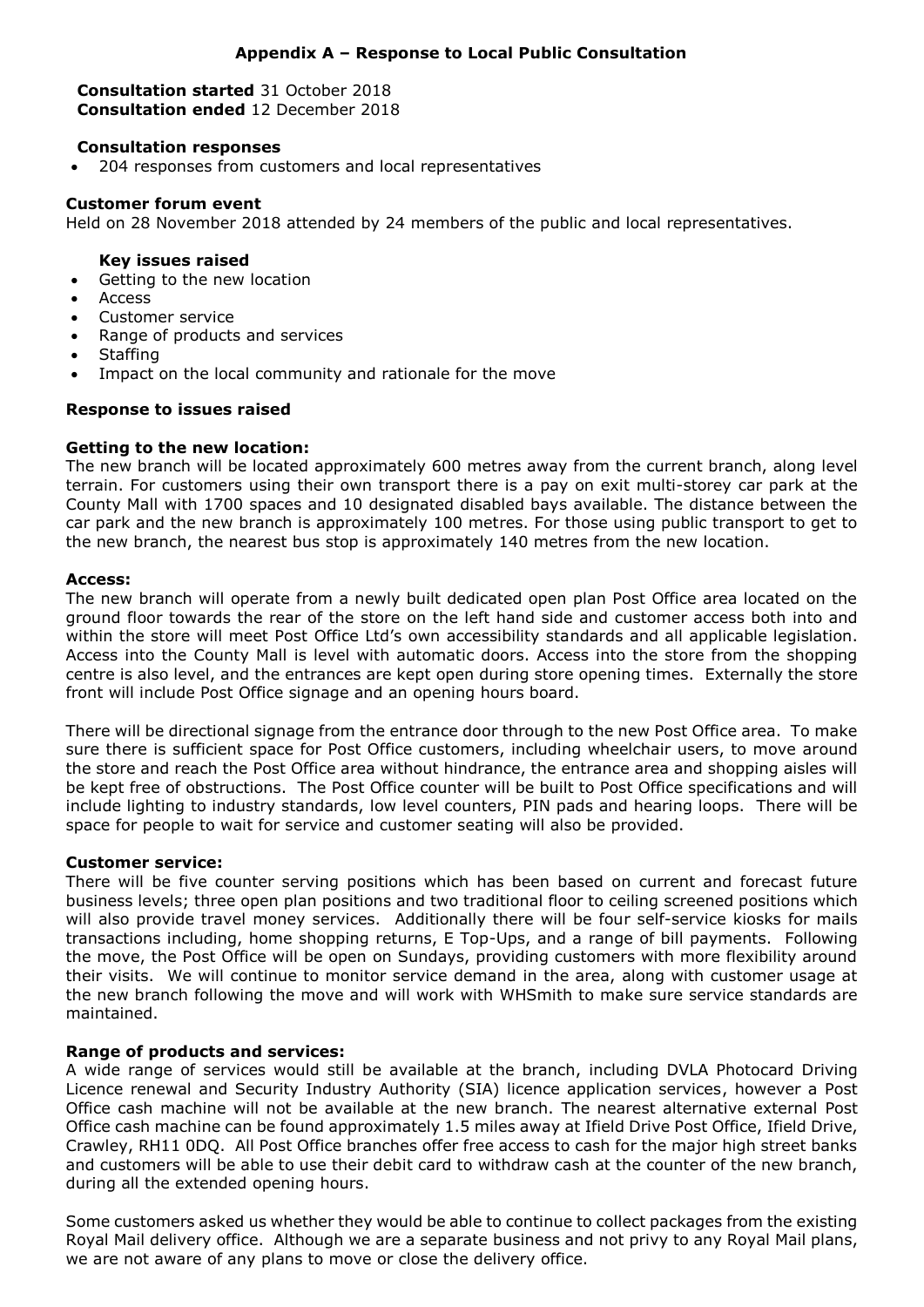## Appendix A – Response to Local Public Consultation

**Consultation started** 31 October 2018
**Consultation ended** 12 December 2018

**Consultation responses**

- 204 responses from customers and local representatives

**Customer forum event**

Held on 28 November 2018 attended by 24 members of the public and local representatives.

**Key issues raised**

- Getting to the new location
- Access
- Customer service
- Range of products and services
- Staffing
- Impact on the local community and rationale for the move

**Response to issues raised**

**Getting to the new location:**

The new branch will be located approximately 600 metres away from the current branch, along level terrain. For customers using their own transport there is a pay on exit multi-storey car park at the County Mall with 1700 spaces and 10 designated disabled bays available. The distance between the car park and the new branch is approximately 100 metres. For those using public transport to get to the new branch, the nearest bus stop is approximately 140 metres from the new location.

**Access:**

The new branch will operate from a newly built dedicated open plan Post Office area located on the ground floor towards the rear of the store on the left hand side and customer access both into and within the store will meet Post Office Ltd's own accessibility standards and all applicable legislation. Access into the County Mall is level with automatic doors. Access into the store from the shopping centre is also level, and the entrances are kept open during store opening times. Externally the store front will include Post Office signage and an opening hours board.

There will be directional signage from the entrance door through to the new Post Office area. To make sure there is sufficient space for Post Office customers, including wheelchair users, to move around the store and reach the Post Office area without hindrance, the entrance area and shopping aisles will be kept free of obstructions. The Post Office counter will be built to Post Office specifications and will include lighting to industry standards, low level counters, PIN pads and hearing loops. There will be space for people to wait for service and customer seating will also be provided.

**Customer service:**

There will be five counter serving positions which has been based on current and forecast future business levels; three open plan positions and two traditional floor to ceiling screened positions which will also provide travel money services. Additionally there will be four self-service kiosks for mails transactions including, home shopping returns, E Top-Ups, and a range of bill payments. Following the move, the Post Office will be open on Sundays, providing customers with more flexibility around their visits. We will continue to monitor service demand in the area, along with customer usage at the new branch following the move and will work with WHSmith to make sure service standards are maintained.

**Range of products and services:**

A wide range of services would still be available at the branch, including DVLA Photocard Driving Licence renewal and Security Industry Authority (SIA) licence application services, however a Post Office cash machine will not be available at the new branch. The nearest alternative external Post Office cash machine can be found approximately 1.5 miles away at Ifield Drive Post Office, Ifield Drive, Crawley, RH11 0DQ. All Post Office branches offer free access to cash for the major high street banks and customers will be able to use their debit card to withdraw cash at the counter of the new branch, during all the extended opening hours.

Some customers asked us whether they would be able to continue to collect packages from the existing Royal Mail delivery office. Although we are a separate business and not privy to any Royal Mail plans, we are not aware of any plans to move or close the delivery office.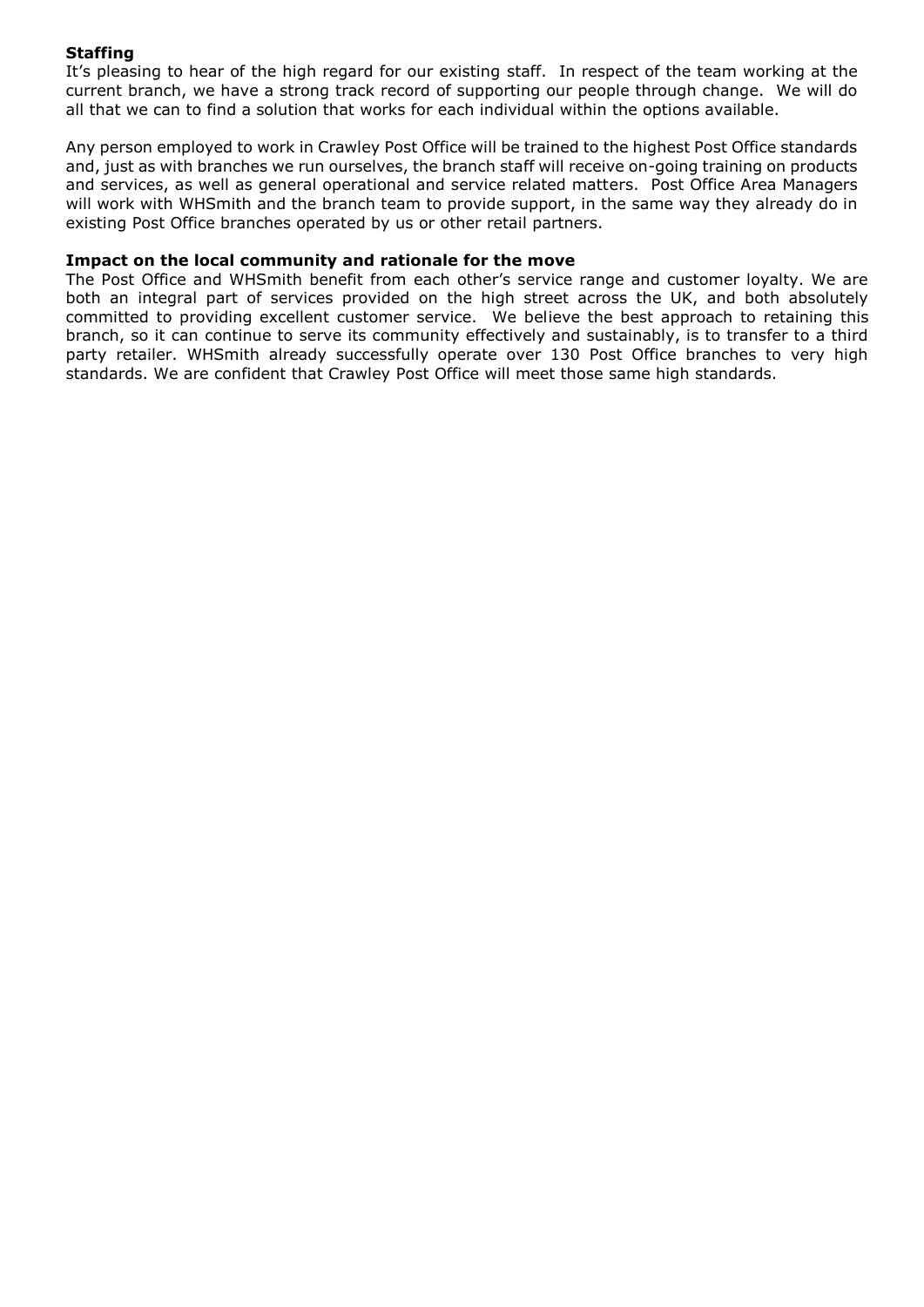**Staffing**

It's pleasing to hear of the high regard for our existing staff. In respect of the team working at the current branch, we have a strong track record of supporting our people through change. We will do all that we can to find a solution that works for each individual within the options available.

Any person employed to work in Crawley Post Office will be trained to the highest Post Office standards and, just as with branches we run ourselves, the branch staff will receive on-going training on products and services, as well as general operational and service related matters. Post Office Area Managers will work with WHSmith and the branch team to provide support, in the same way they already do in existing Post Office branches operated by us or other retail partners.

**Impact on the local community and rationale for the move**

The Post Office and WHSmith benefit from each other's service range and customer loyalty. We are both an integral part of services provided on the high street across the UK, and both absolutely committed to providing excellent customer service. We believe the best approach to retaining this branch, so it can continue to serve its community effectively and sustainably, is to transfer to a third party retailer. WHSmith already successfully operate over 130 Post Office branches to very high standards. We are confident that Crawley Post Office will meet those same high standards.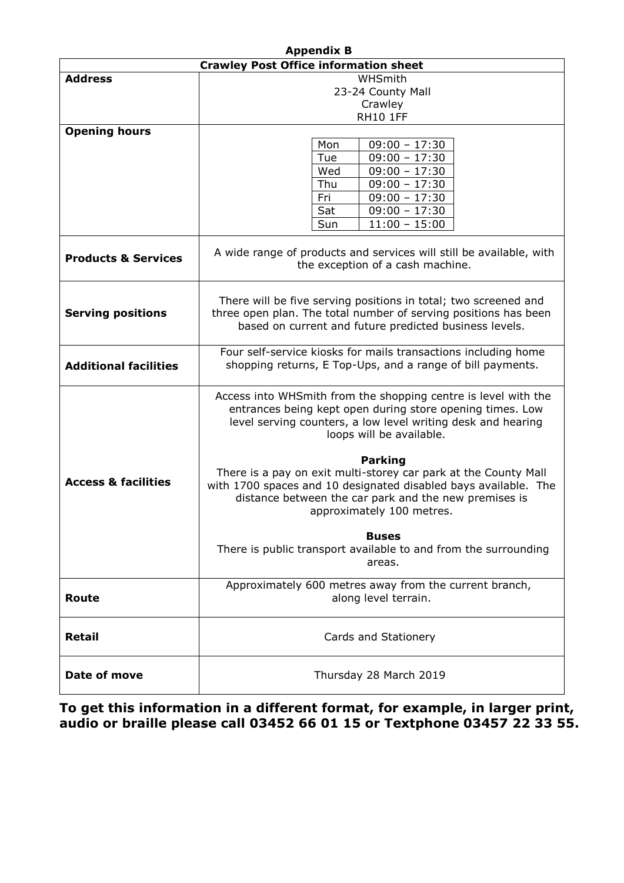**Appendix B**

| Crawley Post Office information sheet | |
|---|---|
| **Address** | WHSmith<br>23-24 County Mall<br>Crawley<br>RH10 1FF |
| **Opening hours** | Mon 09:00 – 17:30<br>Tue 09:00 – 17:30<br>Wed 09:00 – 17:30<br>Thu 09:00 – 17:30<br>Fri 09:00 – 17:30<br>Sat 09:00 – 17:30<br>Sun 11:00 – 15:00 |
| **Products & Services** | A wide range of products and services will still be available, with the exception of a cash machine. |
| **Serving positions** | There will be five serving positions in total; two screened and three open plan. The total number of serving positions has been based on current and future predicted business levels. |
| **Additional facilities** | Four self-service kiosks for mails transactions including home shopping returns, E Top-Ups, and a range of bill payments. |
| **Access & facilities** | Access into WHSmith from the shopping centre is level with the entrances being kept open during store opening times. Low level serving counters, a low level writing desk and hearing loops will be available.<br><br>**Parking**<br>There is a pay on exit multi-storey car park at the County Mall with 1700 spaces and 10 designated disabled bays available. The distance between the car park and the new premises is approximately 100 metres.<br><br>**Buses**<br>There is public transport available to and from the surrounding areas. |
| **Route** | Approximately 600 metres away from the current branch, along level terrain. |
| **Retail** | Cards and Stationery |
| **Date of move** | Thursday 28 March 2019 |

**To get this information in a different format, for example, in larger print, audio or braille please call 03452 66 01 15 or Textphone 03457 22 33 55.**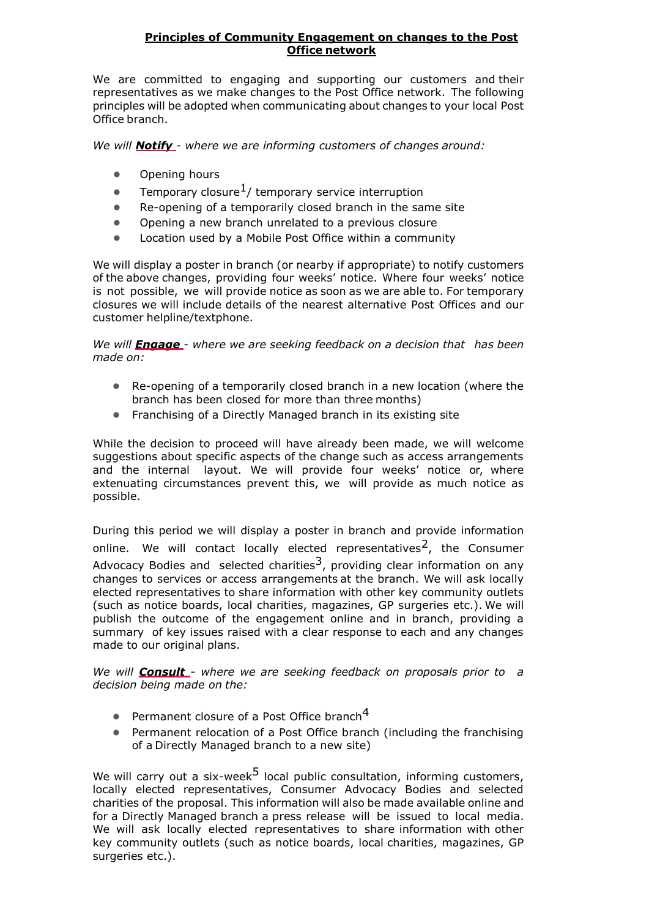## **Principles of Community Engagement on changes to the Post Office network**

We are committed to engaging and supporting our customers and their representatives as we make changes to the Post Office network. The following principles will be adopted when communicating about changes to your local Post Office branch.

*We will **Notify** - where we are informing customers of changes around:*

- Opening hours
- Temporary closure[1]/ temporary service interruption
- Re-opening of a temporarily closed branch in the same site
- Opening a new branch unrelated to a previous closure
- Location used by a Mobile Post Office within a community

We will display a poster in branch (or nearby if appropriate) to notify customers of the above changes, providing four weeks' notice. Where four weeks' notice is not possible, we will provide notice as soon as we are able to. For temporary closures we will include details of the nearest alternative Post Offices and our customer helpline/textphone.

*We will **Engage** - where we are seeking feedback on a decision that has been made on:*

- Re-opening of a temporarily closed branch in a new location (where the branch has been closed for more than three months)
- Franchising of a Directly Managed branch in its existing site

While the decision to proceed will have already been made, we will welcome suggestions about specific aspects of the change such as access arrangements and the internal layout. We will provide four weeks' notice or, where extenuating circumstances prevent this, we will provide as much notice as possible.

During this period we will display a poster in branch and provide information online. We will contact locally elected representatives[2], the Consumer Advocacy Bodies and selected charities[3], providing clear information on any changes to services or access arrangements at the branch. We will ask locally elected representatives to share information with other key community outlets (such as notice boards, local charities, magazines, GP surgeries etc.). We will publish the outcome of the engagement online and in branch, providing a summary of key issues raised with a clear response to each and any changes made to our original plans.

*We will **Consult** - where we are seeking feedback on proposals prior to a decision being made on the:*

- Permanent closure of a Post Office branch[4]
- Permanent relocation of a Post Office branch (including the franchising of a Directly Managed branch to a new site)

We will carry out a six-week[5] local public consultation, informing customers, locally elected representatives, Consumer Advocacy Bodies and selected charities of the proposal. This information will also be made available online and for a Directly Managed branch a press release will be issued to local media. We will ask locally elected representatives to share information with other key community outlets (such as notice boards, local charities, magazines, GP surgeries etc.).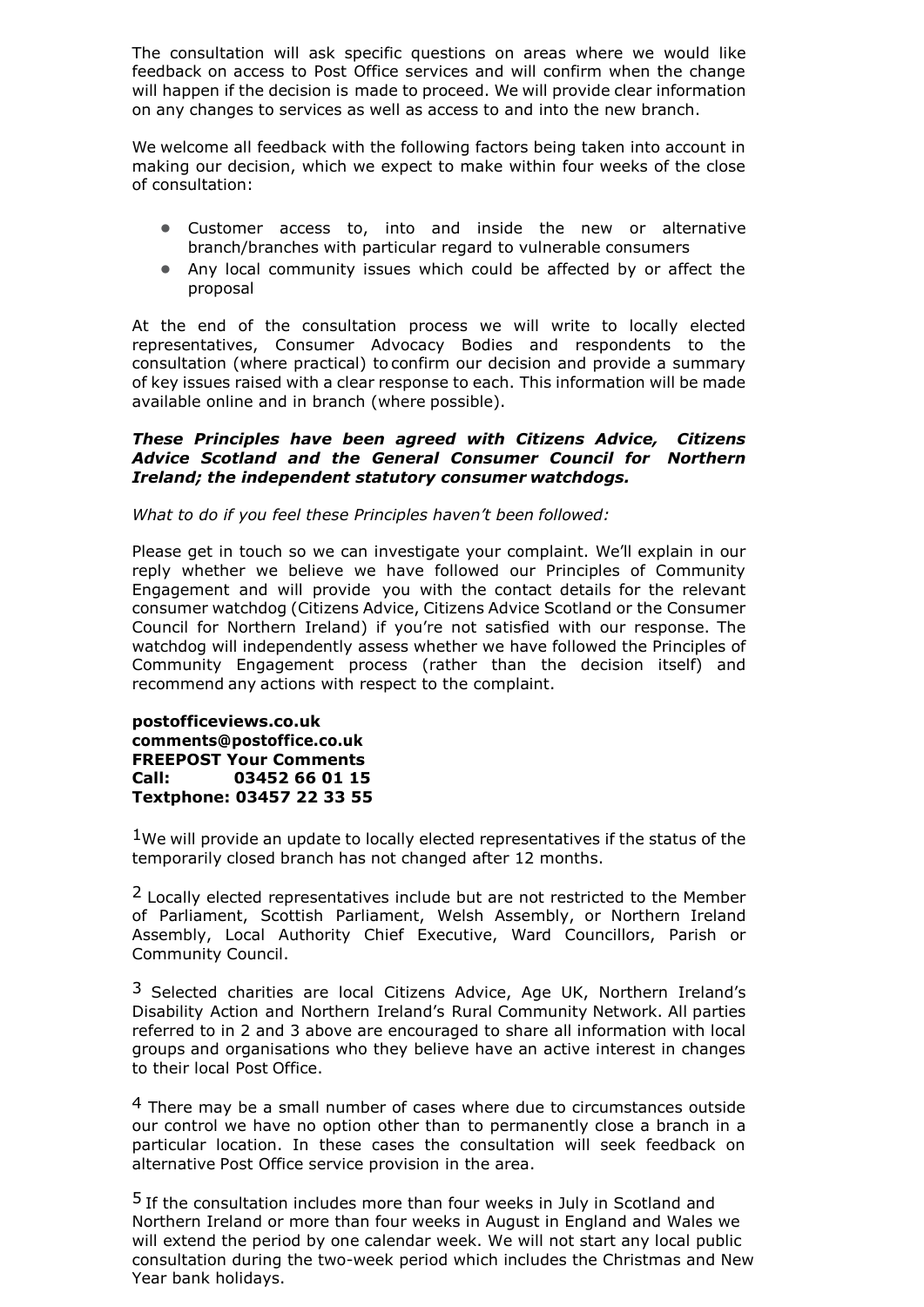The consultation will ask specific questions on areas where we would like feedback on access to Post Office services and will confirm when the change will happen if the decision is made to proceed. We will provide clear information on any changes to services as well as access to and into the new branch.

We welcome all feedback with the following factors being taken into account in making our decision, which we expect to make within four weeks of the close of consultation:

- Customer access to, into and inside the new or alternative branch/branches with particular regard to vulnerable consumers
- Any local community issues which could be affected by or affect the proposal

At the end of the consultation process we will write to locally elected representatives, Consumer Advocacy Bodies and respondents to the consultation (where practical) to confirm our decision and provide a summary of key issues raised with a clear response to each. This information will be made available online and in branch (where possible).

***These Principles have been agreed with Citizens Advice, Citizens Advice Scotland and the General Consumer Council for Northern Ireland; the independent statutory consumer watchdogs.***

*What to do if you feel these Principles haven't been followed:*

Please get in touch so we can investigate your complaint. We'll explain in our reply whether we believe we have followed our Principles of Community Engagement and will provide you with the contact details for the relevant consumer watchdog (Citizens Advice, Citizens Advice Scotland or the Consumer Council for Northern Ireland) if you're not satisfied with our response. The watchdog will independently assess whether we have followed the Principles of Community Engagement process (rather than the decision itself) and recommend any actions with respect to the complaint.

**postofficeviews.co.uk**
**comments@postoffice.co.uk**
**FREEPOST Your Comments**
**Call: 03452 66 01 15**
**Textphone: 03457 22 33 55**

[1] We will provide an update to locally elected representatives if the status of the temporarily closed branch has not changed after 12 months.

[2] Locally elected representatives include but are not restricted to the Member of Parliament, Scottish Parliament, Welsh Assembly, or Northern Ireland Assembly, Local Authority Chief Executive, Ward Councillors, Parish or Community Council.

[3] Selected charities are local Citizens Advice, Age UK, Northern Ireland's Disability Action and Northern Ireland's Rural Community Network. All parties referred to in 2 and 3 above are encouraged to share all information with local groups and organisations who they believe have an active interest in changes to their local Post Office.

[4] There may be a small number of cases where due to circumstances outside our control we have no option other than to permanently close a branch in a particular location. In these cases the consultation will seek feedback on alternative Post Office service provision in the area.

[5] If the consultation includes more than four weeks in July in Scotland and Northern Ireland or more than four weeks in August in England and Wales we will extend the period by one calendar week. We will not start any local public consultation during the two-week period which includes the Christmas and New Year bank holidays.